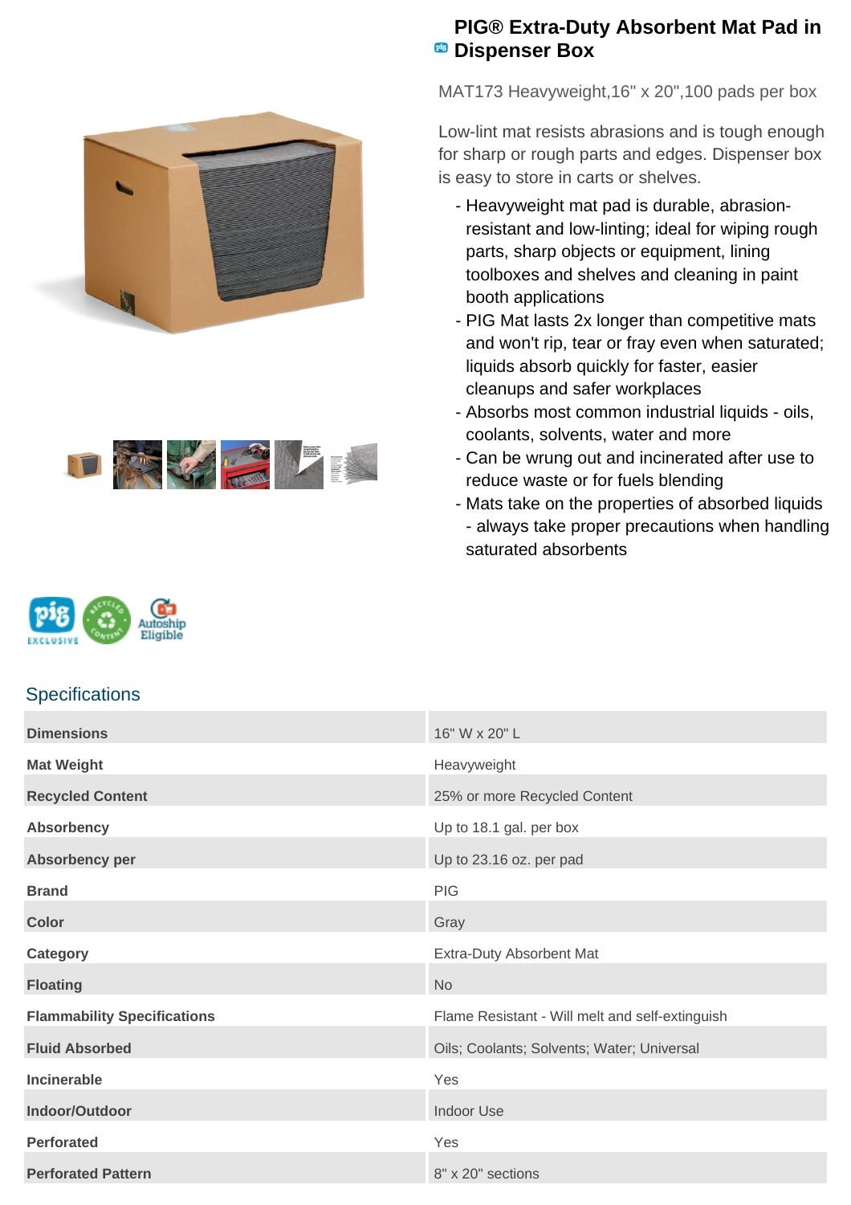# PIG® Extra-Duty Absorbent Mat Pad in Dispenser Box

MAT173 Heavyweight,16" x 20",100 pads per box

Low-lint mat resists abrasions and is tough enough for sharp or rough parts and edges. Dispenser box is easy to store in carts or shelves.

- Heavyweight mat pad is durable, abrasion-resistant and low-linting; ideal for wiping rough parts, sharp objects or equipment, lining toolboxes and shelves and cleaning in paint booth applications
- PIG Mat lasts 2x longer than competitive mats and won't rip, tear or fray even when saturated; liquids absorb quickly for faster, easier cleanups and safer workplaces
- Absorbs most common industrial liquids - oils, coolants, solvents, water and more
- Can be wrung out and incinerated after use to reduce waste or for fuels blending
- Mats take on the properties of absorbed liquids - always take proper precautions when handling saturated absorbents

## Specifications

| | |
|---|---|
| **Dimensions** | 16" W x 20" L |
| **Mat Weight** | Heavyweight |
| **Recycled Content** | 25% or more Recycled Content |
| **Absorbency** | Up to 18.1 gal. per box |
| **Absorbency per** | Up to 23.16 oz. per pad |
| **Brand** | PIG |
| **Color** | Gray |
| **Category** | Extra-Duty Absorbent Mat |
| **Floating** | No |
| **Flammability Specifications** | Flame Resistant - Will melt and self-extinguish |
| **Fluid Absorbed** | Oils; Coolants; Solvents; Water; Universal |
| **Incinerable** | Yes |
| **Indoor/Outdoor** | Indoor Use |
| **Perforated** | Yes |
| **Perforated Pattern** | 8" x 20" sections |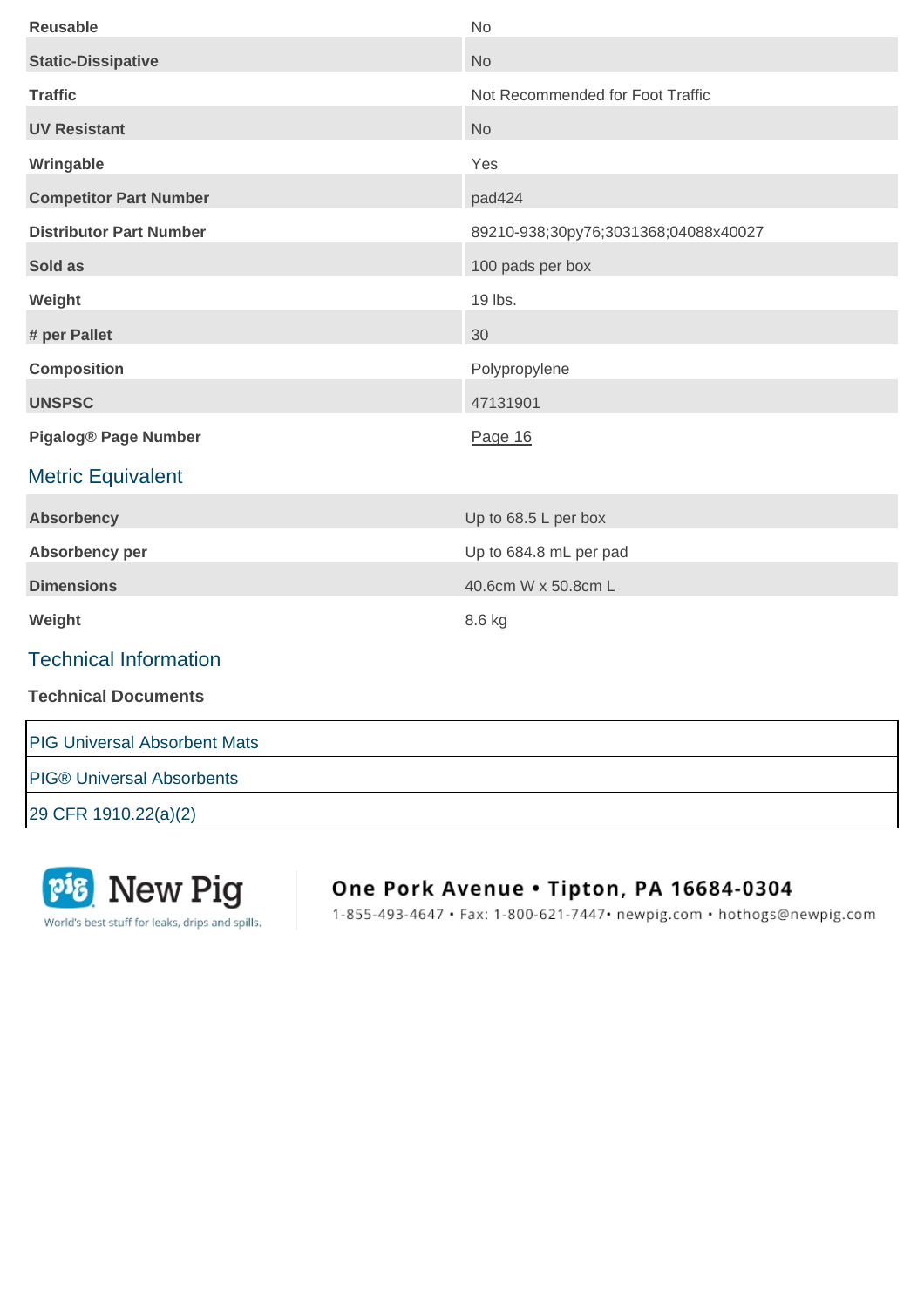| | |
|---|---|
| **Reusable** | No |
| **Static-Dissipative** | No |
| **Traffic** | Not Recommended for Foot Traffic |
| **UV Resistant** | No |
| **Wringable** | Yes |
| **Competitor Part Number** | pad424 |
| **Distributor Part Number** | 89210-938;30py76;3031368;04088x40027 |
| **Sold as** | 100 pads per box |
| **Weight** | 19 lbs. |
| **# per Pallet** | 30 |
| **Composition** | Polypropylene |
| **UNSPSC** | 47131901 |
| **Pigalog® Page Number** | Page 16 |

## Metric Equivalent

| | |
|---|---|
| **Absorbency** | Up to 68.5 L per box |
| **Absorbency per** | Up to 684.8 mL per pad |
| **Dimensions** | 40.6cm W x 50.8cm L |
| **Weight** | 8.6 kg |

## Technical Information

**Technical Documents**

| |
|---|
| PIG Universal Absorbent Mats |
| PIG® Universal Absorbents |
| 29 CFR 1910.22(a)(2) |

New Pig

World's best stuff for leaks, drips and spills.

One Pork Avenue • Tipton, PA 16684-0304

1-855-493-4647 • Fax: 1-800-621-7447• newpig.com • hothogs@newpig.com